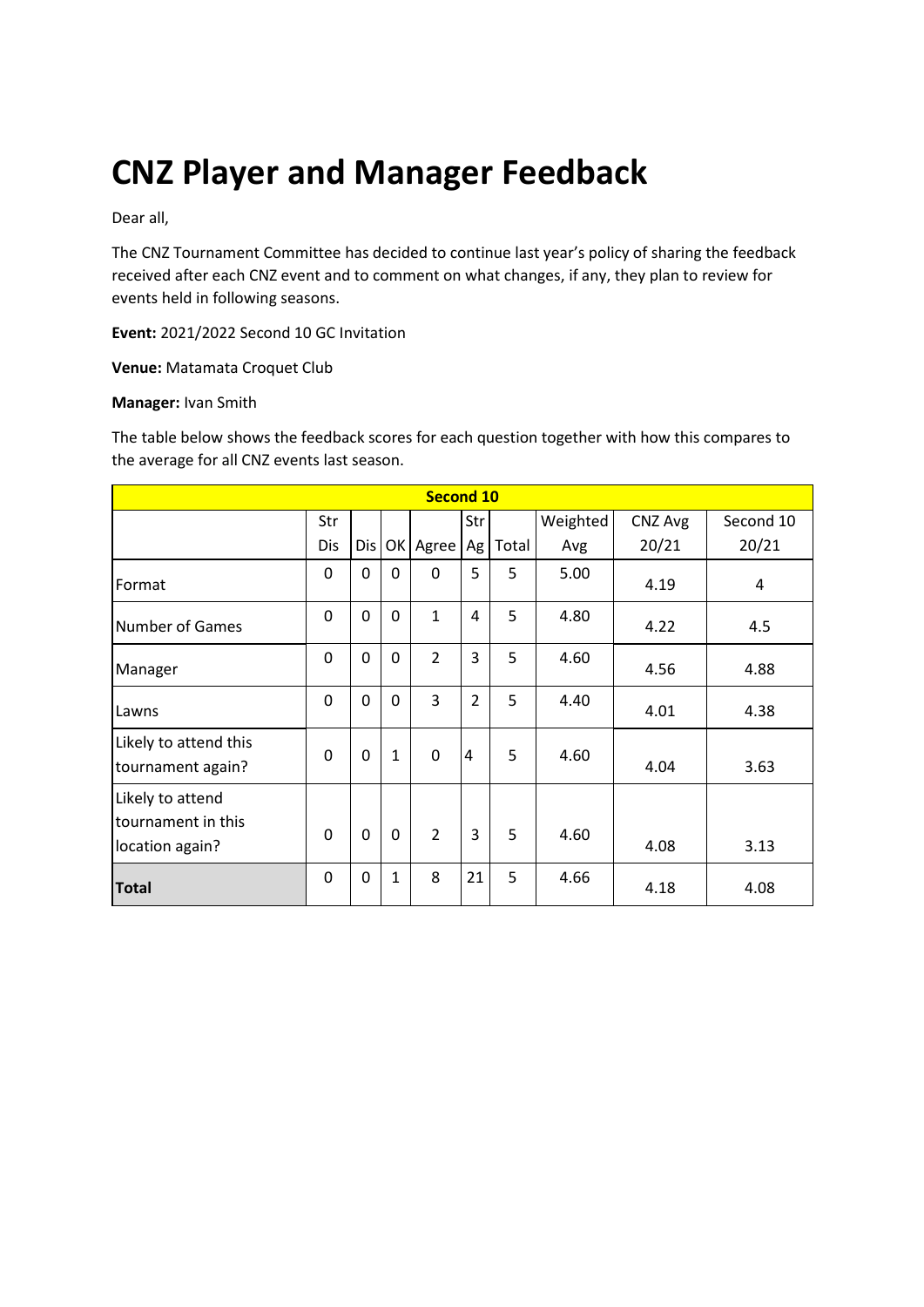# CNZ Player and Manager Feedback

Dear all,

The CNZ Tournament Committee has decided to continue last year's policy of sharing the feedback received after each CNZ event and to comment on what changes, if any, they plan to review for events held in following seasons.

**Event:** 2021/2022 Second 10 GC Invitation

**Venue:** Matamata Croquet Club

**Manager:** Ivan Smith

The table below shows the feedback scores for each question together with how this compares to the average for all CNZ events last season.

| Second 10 | | | | | | | | | |
|---|---|---|---|---|---|---|---|---|---|
| | Str Dis | Dis | OK | Agree | Str Ag | Total | Weighted Avg | CNZ Avg 20/21 | Second 10 20/21 |
| Format | 0 | 0 | 0 | 0 | 5 | 5 | 5.00 | 4.19 | 4 |
| Number of Games | 0 | 0 | 0 | 1 | 4 | 5 | 4.80 | 4.22 | 4.5 |
| Manager | 0 | 0 | 0 | 2 | 3 | 5 | 4.60 | 4.56 | 4.88 |
| Lawns | 0 | 0 | 0 | 3 | 2 | 5 | 4.40 | 4.01 | 4.38 |
| Likely to attend this tournament again? | 0 | 0 | 1 | 0 | 4 | 5 | 4.60 | 4.04 | 3.63 |
| Likely to attend tournament in this location again? | 0 | 0 | 0 | 2 | 3 | 5 | 4.60 | 4.08 | 3.13 |
| **Total** | 0 | 0 | 1 | 8 | 21 | 5 | 4.66 | 4.18 | 4.08 |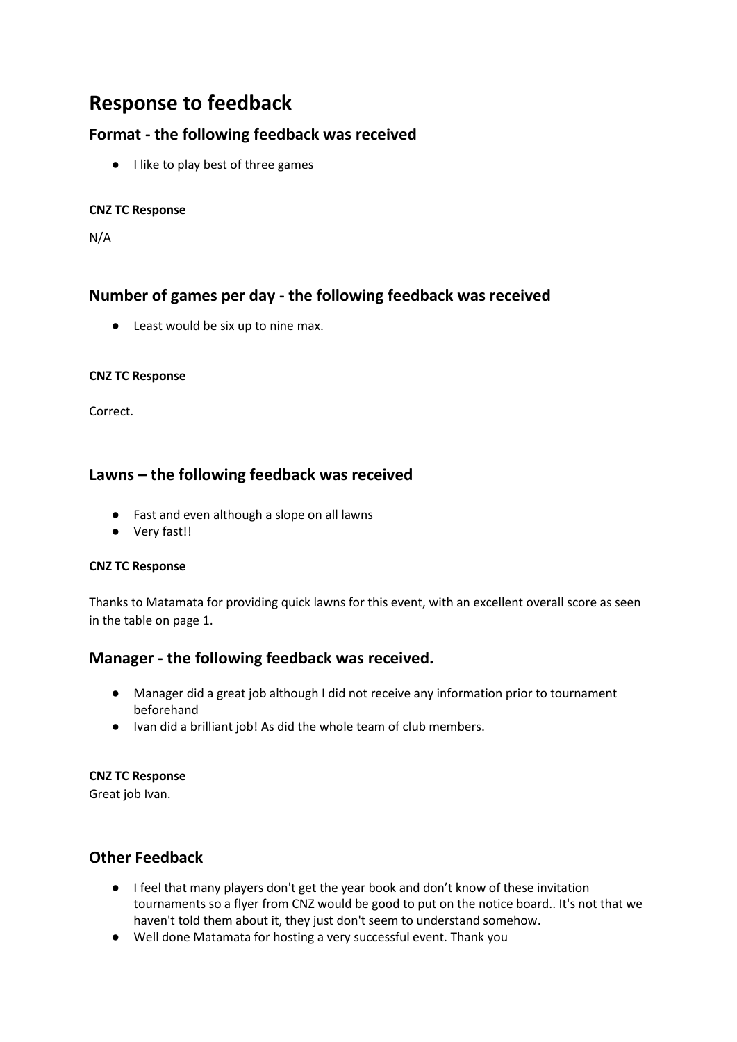# Response to feedback

## Format - the following feedback was received

- I like to play best of three games

**CNZ TC Response**

N/A

## Number of games per day - the following feedback was received

- Least would be six up to nine max.

**CNZ TC Response**

Correct.

## Lawns – the following feedback was received

- Fast and even although a slope on all lawns
- Very fast!!

**CNZ TC Response**

Thanks to Matamata for providing quick lawns for this event, with an excellent overall score as seen in the table on page 1.

## Manager - the following feedback was received.

- Manager did a great job although I did not receive any information prior to tournament beforehand
- Ivan did a brilliant job! As did the whole team of club members.

**CNZ TC Response**

Great job Ivan.

## Other Feedback

- I feel that many players don't get the year book and don't know of these invitation tournaments so a flyer from CNZ would be good to put on the notice board.. It's not that we haven't told them about it, they just don't seem to understand somehow.
- Well done Matamata for hosting a very successful event. Thank you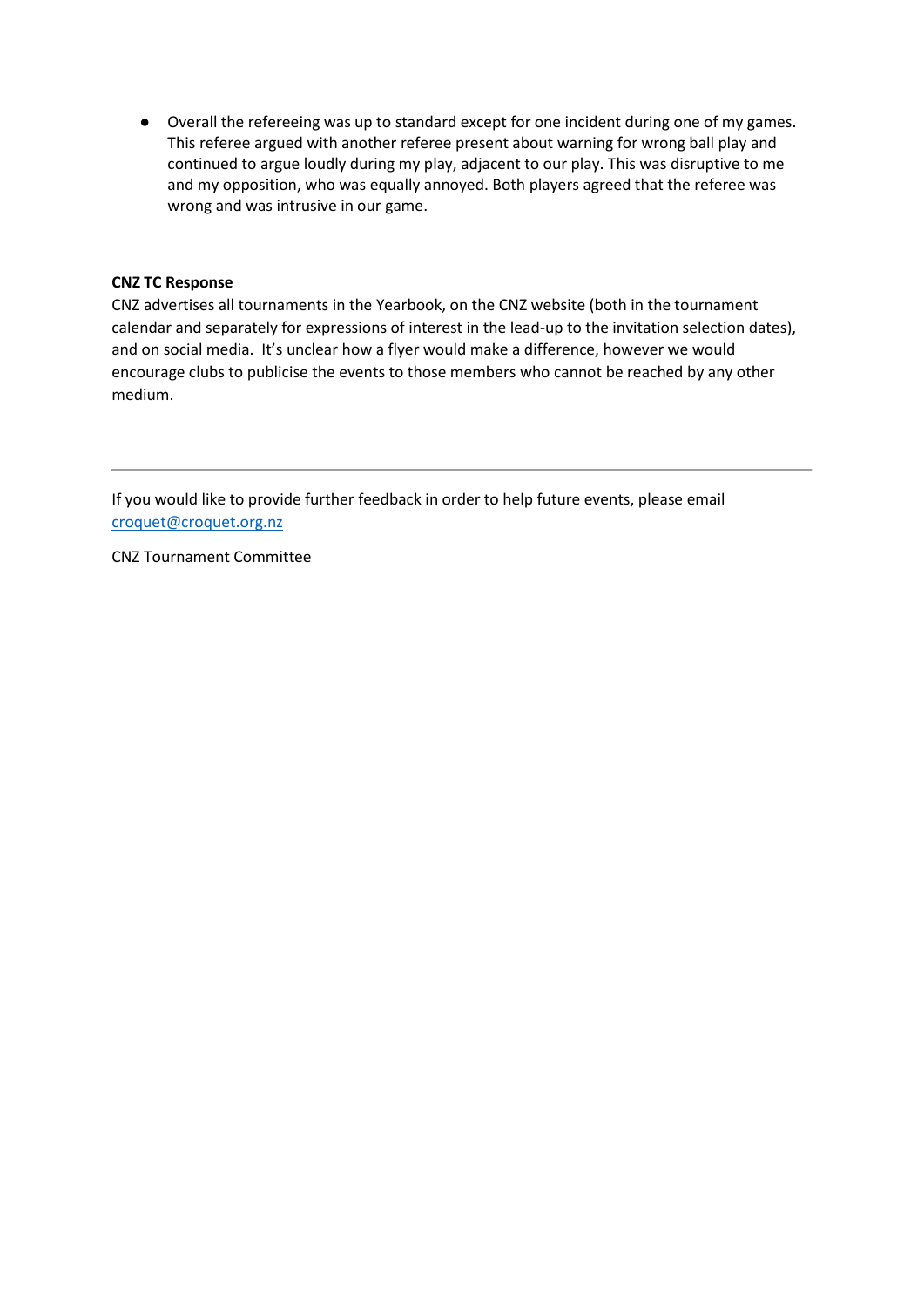- Overall the refereeing was up to standard except for one incident during one of my games. This referee argued with another referee present about warning for wrong ball play and continued to argue loudly during my play, adjacent to our play. This was disruptive to me and my opposition, who was equally annoyed. Both players agreed that the referee was wrong and was intrusive in our game.

**CNZ TC Response**

CNZ advertises all tournaments in the Yearbook, on the CNZ website (both in the tournament calendar and separately for expressions of interest in the lead-up to the invitation selection dates), and on social media. It's unclear how a flyer would make a difference, however we would encourage clubs to publicise the events to those members who cannot be reached by any other medium.

---

If you would like to provide further feedback in order to help future events, please email [croquet@croquet.org.nz](mailto:croquet@croquet.org.nz)

CNZ Tournament Committee